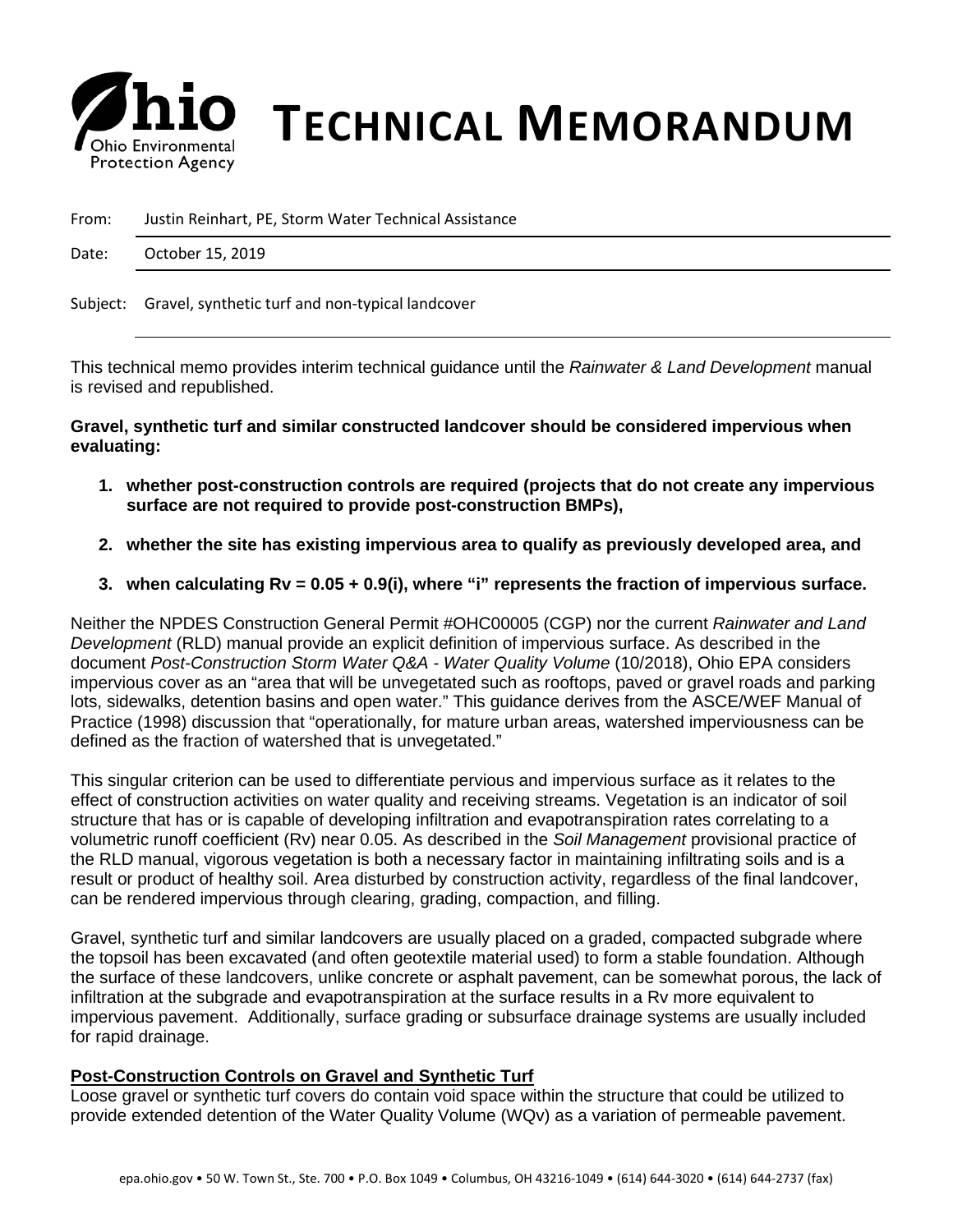# TECHNICAL MEMORANDUM

Ohio Environmental Protection Agency

From: Justin Reinhart, PE, Storm Water Technical Assistance

Date: October 15, 2019

Subject: Gravel, synthetic turf and non-typical landcover

This technical memo provides interim technical guidance until the *Rainwater & Land Development* manual is revised and republished.

**Gravel, synthetic turf and similar constructed landcover should be considered impervious when evaluating:**

1. **whether post-construction controls are required (projects that do not create any impervious surface are not required to provide post-construction BMPs),**
2. **whether the site has existing impervious area to qualify as previously developed area, and**
3. **when calculating $Rv = 0.05 + 0.9(i)$, where "i" represents the fraction of impervious surface.**

Neither the NPDES Construction General Permit #OHC00005 (CGP) nor the current *Rainwater and Land Development* (RLD) manual provide an explicit definition of impervious surface. As described in the document *Post-Construction Storm Water Q&A - Water Quality Volume* (10/2018), Ohio EPA considers impervious cover as an "area that will be unvegetated such as rooftops, paved or gravel roads and parking lots, sidewalks, detention basins and open water." This guidance derives from the ASCE/WEF Manual of Practice (1998) discussion that "operationally, for mature urban areas, watershed imperviousness can be defined as the fraction of watershed that is unvegetated."

This singular criterion can be used to differentiate pervious and impervious surface as it relates to the effect of construction activities on water quality and receiving streams. Vegetation is an indicator of soil structure that has or is capable of developing infiltration and evapotranspiration rates correlating to a volumetric runoff coefficient (Rv) near 0.05. As described in the *Soil Management* provisional practice of the RLD manual, vigorous vegetation is both a necessary factor in maintaining infiltrating soils and is a result or product of healthy soil. Area disturbed by construction activity, regardless of the final landcover, can be rendered impervious through clearing, grading, compaction, and filling.

Gravel, synthetic turf and similar landcovers are usually placed on a graded, compacted subgrade where the topsoil has been excavated (and often geotextile material used) to form a stable foundation. Although the surface of these landcovers, unlike concrete or asphalt pavement, can be somewhat porous, the lack of infiltration at the subgrade and evapotranspiration at the surface results in a Rv more equivalent to impervious pavement. Additionally, surface grading or subsurface drainage systems are usually included for rapid drainage.

## Post-Construction Controls on Gravel and Synthetic Turf

Loose gravel or synthetic turf covers do contain void space within the structure that could be utilized to provide extended detention of the Water Quality Volume (WQv) as a variation of permeable pavement.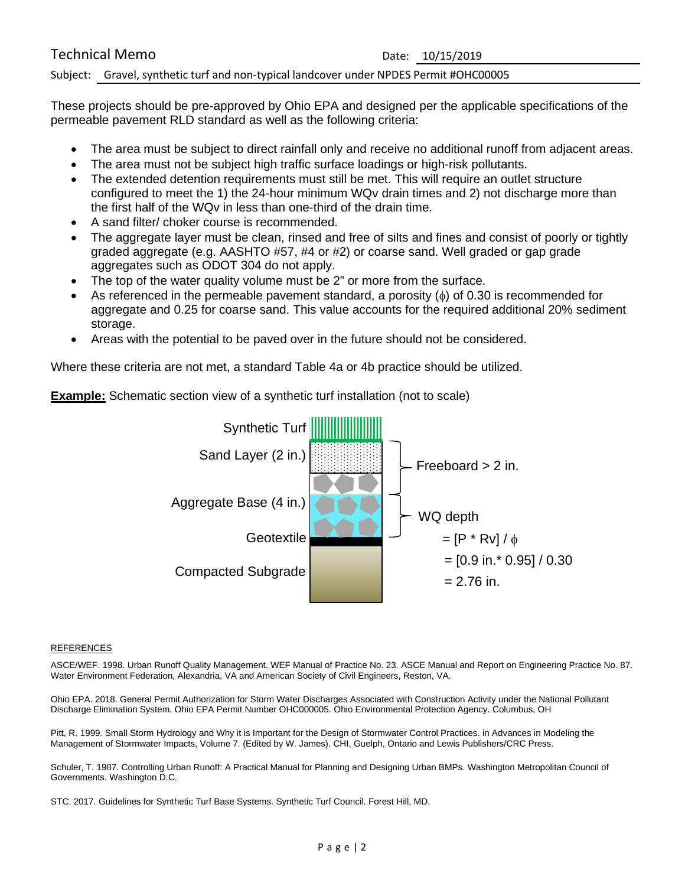Technical Memo | Date: 10/15/2019

Subject: Gravel, synthetic turf and non-typical landcover under NPDES Permit #OHC00005

These projects should be pre-approved by Ohio EPA and designed per the applicable specifications of the permeable pavement RLD standard as well as the following criteria:

- The area must be subject to direct rainfall only and receive no additional runoff from adjacent areas.
- The area must not be subject high traffic surface loadings or high-risk pollutants.
- The extended detention requirements must still be met. This will require an outlet structure configured to meet the 1) the 24-hour minimum WQv drain times and 2) not discharge more than the first half of the WQv in less than one-third of the drain time.
- A sand filter/ choker course is recommended.
- The aggregate layer must be clean, rinsed and free of silts and fines and consist of poorly or tightly graded aggregate (e.g. AASHTO #57, #4 or #2) or coarse sand. Well graded or gap grade aggregates such as ODOT 304 do not apply.
- The top of the water quality volume must be 2" or more from the surface.
- As referenced in the permeable pavement standard, a porosity ($\phi$) of 0.30 is recommended for aggregate and 0.25 for coarse sand. This value accounts for the required additional 20% sediment storage.
- Areas with the potential to be paved over in the future should not be considered.

Where these criteria are not met, a standard Table 4a or 4b practice should be utilized.

**Example:** Schematic section view of a synthetic turf installation (not to scale)

Synthetic Turf

Sand Layer (2 in.)

Aggregate Base (4 in.)

Geotextile

Compacted Subgrade

Freeboard > 2 in.

WQ depth

$$= [P * Rv] / \phi$$

$$= [0.9 \text{ in.} * 0.95] / 0.30$$

$$= 2.76 \text{ in.}$$

REFERENCES

ASCE/WEF. 1998. Urban Runoff Quality Management. WEF Manual of Practice No. 23. ASCE Manual and Report on Engineering Practice No. 87. Water Environment Federation, Alexandria, VA and American Society of Civil Engineers, Reston, VA.

Ohio EPA. 2018. General Permit Authorization for Storm Water Discharges Associated with Construction Activity under the National Pollutant Discharge Elimination System. Ohio EPA Permit Number OHC000005. Ohio Environmental Protection Agency. Columbus, OH

Pitt, R. 1999. Small Storm Hydrology and Why it is Important for the Design of Stormwater Control Practices. in Advances in Modeling the Management of Stormwater Impacts, Volume 7. (Edited by W. James). CHI, Guelph, Ontario and Lewis Publishers/CRC Press.

Schuler, T. 1987. Controlling Urban Runoff: A Practical Manual for Planning and Designing Urban BMPs. Washington Metropolitan Council of Governments. Washington D.C.

STC. 2017. Guidelines for Synthetic Turf Base Systems. Synthetic Turf Council. Forest Hill, MD.